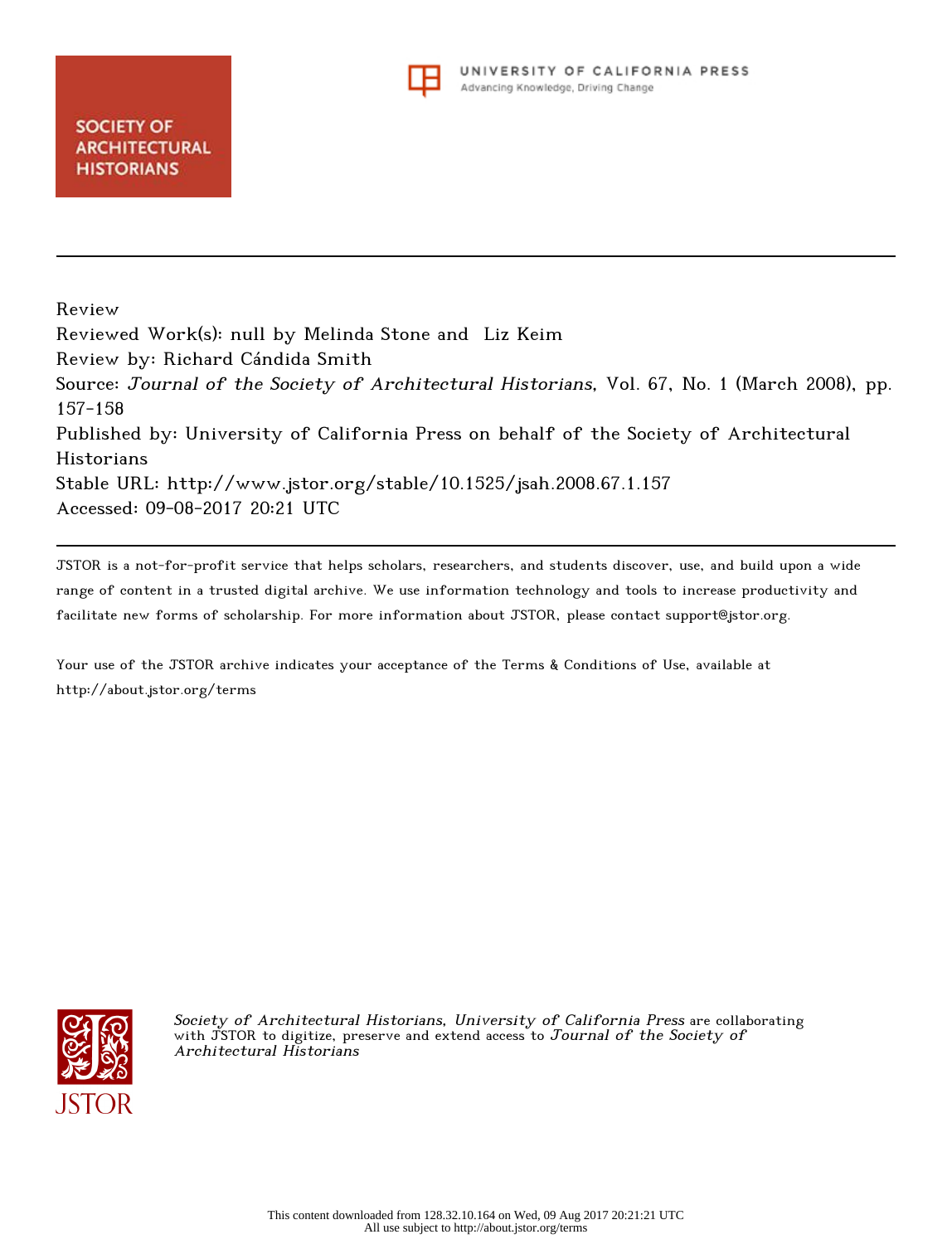Review

Reviewed Work(s): null by Melinda Stone and Liz Keim

Review by: Richard Cándida Smith

Source: *Journal of the Society of Architectural Historians*, Vol. 67, No. 1 (March 2008), pp. 157-158

Published by: University of California Press on behalf of the Society of Architectural Historians

Stable URL: http://www.jstor.org/stable/10.1525/jsah.2008.67.1.157

Accessed: 09-08-2017 20:21 UTC

---

JSTOR is a not-for-profit service that helps scholars, researchers, and students discover, use, and build upon a wide range of content in a trusted digital archive. We use information technology and tools to increase productivity and facilitate new forms of scholarship. For more information about JSTOR, please contact support@jstor.org.

Your use of the JSTOR archive indicates your acceptance of the Terms & Conditions of Use, available at http://about.jstor.org/terms

*Society of Architectural Historians, University of California Press* are collaborating with JSTOR to digitize, preserve and extend access to *Journal of the Society of Architectural Historians*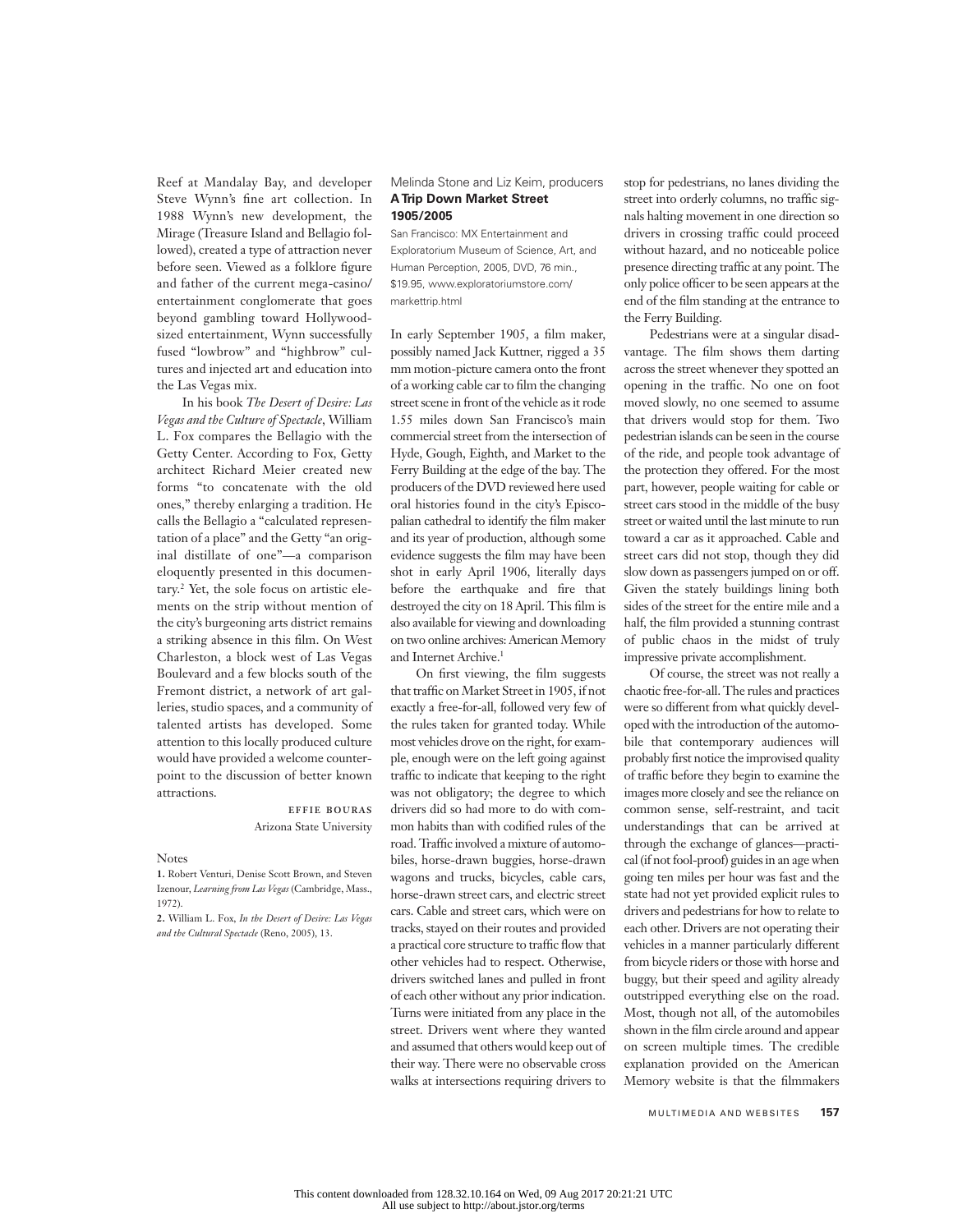Reef at Mandalay Bay, and developer Steve Wynn's fine art collection. In 1988 Wynn's new development, the Mirage (Treasure Island and Bellagio followed), created a type of attraction never before seen. Viewed as a folklore figure and father of the current mega-casino/entertainment conglomerate that goes beyond gambling toward Hollywood-sized entertainment, Wynn successfully fused "lowbrow" and "highbrow" cultures and injected art and education into the Las Vegas mix.

In his book *The Desert of Desire: Las Vegas and the Culture of Spectacle*, William L. Fox compares the Bellagio with the Getty Center. According to Fox, Getty architect Richard Meier created new forms "to concatenate with the old ones," thereby enlarging a tradition. He calls the Bellagio a "calculated representation of a place" and the Getty "an original distillate of one"—a comparison eloquently presented in this documentary.[2] Yet, the sole focus on artistic elements on the strip without mention of the city's burgeoning arts district remains a striking absence in this film. On West Charleston, a block west of Las Vegas Boulevard and a few blocks south of the Fremont district, a network of art galleries, studio spaces, and a community of talented artists has developed. Some attention to this locally produced culture would have provided a welcome counterpoint to the discussion of better known attractions.

EFFIE BOURAS
Arizona State University

Notes

1. Robert Venturi, Denise Scott Brown, and Steven Izenour, *Learning from Las Vegas* (Cambridge, Mass., 1972).

2. William L. Fox, *In the Desert of Desire: Las Vegas and the Cultural Spectacle* (Reno, 2005), 13.

Melinda Stone and Liz Keim, producers
**A Trip Down Market Street 1905/2005**

San Francisco: MX Entertainment and Exploratorium Museum of Science, Art, and Human Perception, 2005, DVD, 76 min., $19.95, www.exploratoriumstore.com/markettrip.html

In early September 1905, a film maker, possibly named Jack Kuttner, rigged a 35 mm motion-picture camera onto the front of a working cable car to film the changing street scene in front of the vehicle as it rode 1.55 miles down San Francisco's main commercial street from the intersection of Hyde, Gough, Eighth, and Market to the Ferry Building at the edge of the bay. The producers of the DVD reviewed here used oral histories found in the city's Episcopalian cathedral to identify the film maker and its year of production, although some evidence suggests the film may have been shot in early April 1906, literally days before the earthquake and fire that destroyed the city on 18 April. This film is also available for viewing and downloading on two online archives: American Memory and Internet Archive.[1]

On first viewing, the film suggests that traffic on Market Street in 1905, if not exactly a free-for-all, followed very few of the rules taken for granted today. While most vehicles drove on the right, for example, enough were on the left going against traffic to indicate that keeping to the right was not obligatory; the degree to which drivers did so had more to do with common habits than with codified rules of the road. Traffic involved a mixture of automobiles, horse-drawn buggies, horse-drawn wagons and trucks, bicycles, cable cars, horse-drawn street cars, and electric street cars. Cable and street cars, which were on tracks, stayed on their routes and provided a practical core structure to traffic flow that other vehicles had to respect. Otherwise, drivers switched lanes and pulled in front of each other without any prior indication. Turns were initiated from any place in the street. Drivers went where they wanted and assumed that others would keep out of their way. There were no observable cross walks at intersections requiring drivers to stop for pedestrians, no lanes dividing the street into orderly columns, no traffic signals halting movement in one direction so drivers in crossing traffic could proceed without hazard, and no noticeable police presence directing traffic at any point. The only police officer to be seen appears at the end of the film standing at the entrance to the Ferry Building.

Pedestrians were at a singular disadvantage. The film shows them darting across the street whenever they spotted an opening in the traffic. No one on foot moved slowly, no one seemed to assume that drivers would stop for them. Two pedestrian islands can be seen in the course of the ride, and people took advantage of the protection they offered. For the most part, however, people waiting for cable or street cars stood in the middle of the busy street or waited until the last minute to run toward a car as it approached. Cable and street cars did not stop, though they did slow down as passengers jumped on or off. Given the stately buildings lining both sides of the street for the entire mile and a half, the film provided a stunning contrast of public chaos in the midst of truly impressive private accomplishment.

Of course, the street was not really a chaotic free-for-all. The rules and practices were so different from what quickly developed with the introduction of the automobile that contemporary audiences will probably first notice the improvised quality of traffic before they begin to examine the images more closely and see the reliance on common sense, self-restraint, and tacit understandings that can be arrived at through the exchange of glances—practical (if not fool-proof) guides in an age when going ten miles per hour was fast and the state had not yet provided explicit rules to drivers and pedestrians for how to relate to each other. Drivers are not operating their vehicles in a manner particularly different from bicycle riders or those with horse and buggy, but their speed and agility already outstripped everything else on the road. Most, though not all, of the automobiles shown in the film circle around and appear on screen multiple times. The credible explanation provided on the American Memory website is that the filmmakers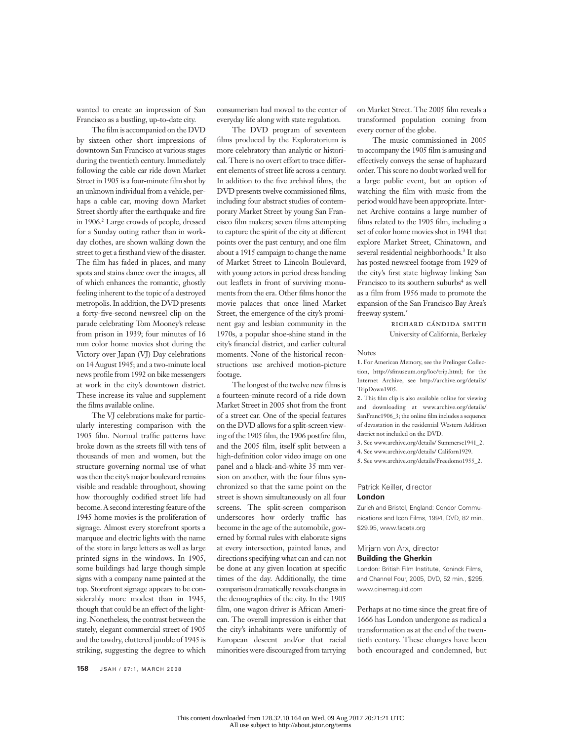wanted to create an impression of San Francisco as a bustling, up-to-date city.

The film is accompanied on the DVD by sixteen other short impressions of downtown San Francisco at various stages during the twentieth century. Immediately following the cable car ride down Market Street in 1905 is a four-minute film shot by an unknown individual from a vehicle, perhaps a cable car, moving down Market Street shortly after the earthquake and fire in 1906.[2] Large crowds of people, dressed for a Sunday outing rather than in workday clothes, are shown walking down the street to get a firsthand view of the disaster. The film has faded in places, and many spots and stains dance over the images, all of which enhances the romantic, ghostly feeling inherent to the topic of a destroyed metropolis. In addition, the DVD presents a forty-five-second newsreel clip on the parade celebrating Tom Mooney's release from prison in 1939; four minutes of 16 mm color home movies shot during the Victory over Japan (VJ) Day celebrations on 14 August 1945; and a two-minute local news profile from 1992 on bike messengers at work in the city's downtown district. These increase its value and supplement the films available online.

The VJ celebrations make for particularly interesting comparison with the 1905 film. Normal traffic patterns have broke down as the streets fill with tens of thousands of men and women, but the structure governing normal use of what was then the city's major boulevard remains visible and readable throughout, showing how thoroughly codified street life had become. A second interesting feature of the 1945 home movies is the proliferation of signage. Almost every storefront sports a marquee and electric lights with the name of the store in large letters as well as large printed signs in the windows. In 1905, some buildings had large though simple signs with a company name painted at the top. Storefront signage appears to be considerably more modest than in 1945, though that could be an effect of the lighting. Nonetheless, the contrast between the stately, elegant commercial street of 1905 and the tawdry, cluttered jumble of 1945 is striking, suggesting the degree to which consumerism had moved to the center of everyday life along with state regulation.

The DVD program of seventeen films produced by the Exploratorium is more celebratory than analytic or historical. There is no overt effort to trace different elements of street life across a century. In addition to the five archival films, the DVD presents twelve commissioned films, including four abstract studies of contemporary Market Street by young San Francisco film makers; seven films attempting to capture the spirit of the city at different points over the past century; and one film about a 1915 campaign to change the name of Market Street to Lincoln Boulevard, with young actors in period dress handing out leaflets in front of surviving monuments from the era. Other films honor the movie palaces that once lined Market Street, the emergence of the city's prominent gay and lesbian community in the 1970s, a popular shoe-shine stand in the city's financial district, and earlier cultural moments. None of the historical reconstructions use archived motion-picture footage.

The longest of the twelve new films is a fourteen-minute record of a ride down Market Street in 2005 shot from the front of a street car. One of the special features on the DVD allows for a split-screen viewing of the 1905 film, the 1906 postfire film, and the 2005 film, itself split between a high-definition color video image on one panel and a black-and-white 35 mm version on another, with the four films synchronized so that the same point on the street is shown simultaneously on all four screens. The split-screen comparison underscores how orderly traffic has become in the age of the automobile, governed by formal rules with elaborate signs at every intersection, painted lanes, and directions specifying what can and can not be done at any given location at specific times of the day. Additionally, the time comparison dramatically reveals changes in the demographics of the city. In the 1905 film, one wagon driver is African American. The overall impression is either that the city's inhabitants were uniformly of European descent and/or that racial minorities were discouraged from tarrying on Market Street. The 2005 film reveals a transformed population coming from every corner of the globe.

The music commissioned in 2005 to accompany the 1905 film is amusing and effectively conveys the sense of haphazard order. This score no doubt worked well for a large public event, but an option of watching the film with music from the period would have been appropriate. Internet Archive contains a large number of films related to the 1905 film, including a set of color home movies shot in 1941 that explore Market Street, Chinatown, and several residential neighborhoods.[3] It also has posted newsreel footage from 1929 of the city's first state highway linking San Francisco to its southern suburbs[4] as well as a film from 1956 made to promote the expansion of the San Francisco Bay Area's freeway system.[5]

RICHARD CÁNDIDA SMITH
University of California, Berkeley

Notes

1. For American Memory, see the Prelinger Collection, http://sfmuseum.org/loc/trip.html; for the Internet Archive, see http://archive.org/details/TripDown1905.

2. This film clip is also available online for viewing and downloading at www.archive.org/details/SanFranc1906_3; the online film includes a sequence of devastation in the residential Western Addition district not included on the DVD.

3. See www.archive.org/details/ Summersc1941_2.

4. See www.archive.org/details/ Californ1929.

5. See www.archive.org/details/Freedomo1955_2.

Patrick Keiller, director
**London**

Zurich and Bristol, England: Condor Communications and Icon Films, 1994, DVD, 82 min., $29.95, www.facets.org

Mirjam von Arx, director
**Building the Gherkin**

London: British Film Institute, Koninck Films, and Channel Four, 2005, DVD, 52 min., $295, www.cinemaguild.com

Perhaps at no time since the great fire of 1666 has London undergone as radical a transformation as at the end of the twentieth century. These changes have been both encouraged and condemned, but